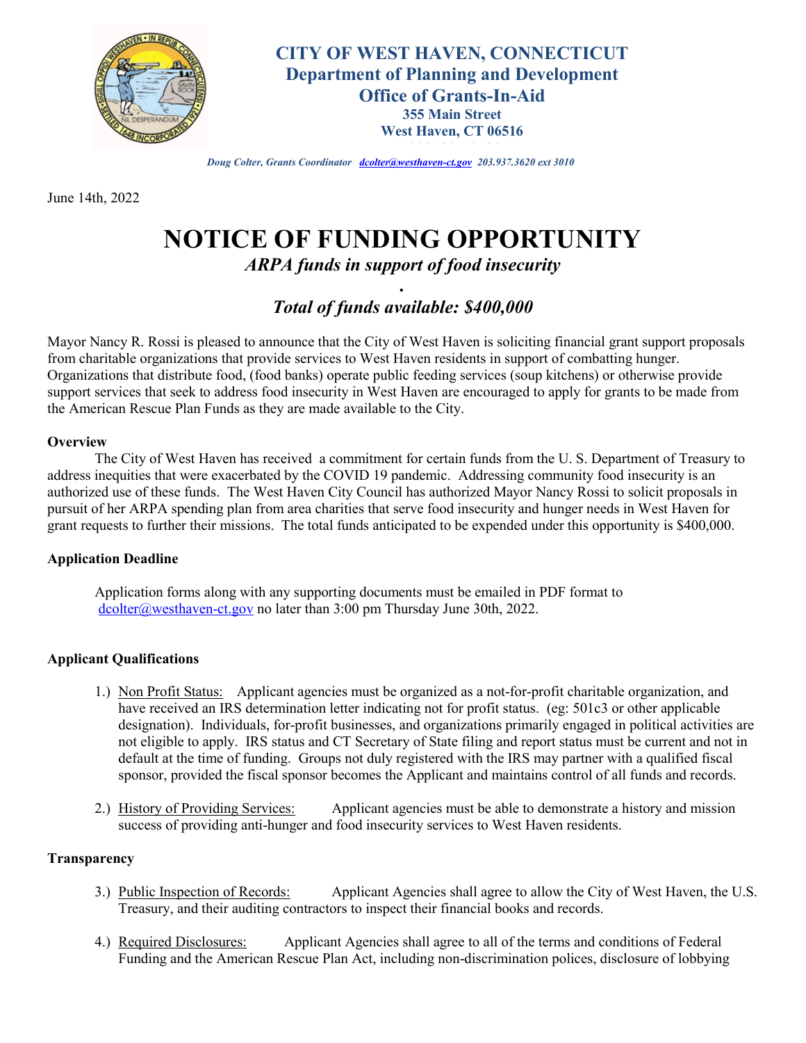# CITY OF WEST HAVEN, CONNECTICUT

## Department of Planning and Development

## Office of Grants-In-Aid

**355 Main Street**
**West Haven, CT 06516**

*Doug Colter, Grants Coordinator dcolter@westhaven-ct.gov 203.937.3620 ext 3010*

June 14th, 2022

# NOTICE OF FUNDING OPPORTUNITY

*ARPA funds in support of food insecurity*

***Total of funds available: $400,000***

Mayor Nancy R. Rossi is pleased to announce that the City of West Haven is soliciting financial grant support proposals from charitable organizations that provide services to West Haven residents in support of combatting hunger. Organizations that distribute food, (food banks) operate public feeding services (soup kitchens) or otherwise provide support services that seek to address food insecurity in West Haven are encouraged to apply for grants to be made from the American Rescue Plan Funds as they are made available to the City.

**Overview**

The City of West Haven has received a commitment for certain funds from the U. S. Department of Treasury to address inequities that were exacerbated by the COVID 19 pandemic. Addressing community food insecurity is an authorized use of these funds. The West Haven City Council has authorized Mayor Nancy Rossi to solicit proposals in pursuit of her ARPA spending plan from area charities that serve food insecurity and hunger needs in West Haven for grant requests to further their missions. The total funds anticipated to be expended under this opportunity is $400,000.

**Application Deadline**

Application forms along with any supporting documents must be emailed in PDF format to dcolter@westhaven-ct.gov no later than 3:00 pm Thursday June 30th, 2022.

**Applicant Qualifications**

1.) Non Profit Status: Applicant agencies must be organized as a not-for-profit charitable organization, and have received an IRS determination letter indicating not for profit status. (eg: 501c3 or other applicable designation). Individuals, for-profit businesses, and organizations primarily engaged in political activities are not eligible to apply. IRS status and CT Secretary of State filing and report status must be current and not in default at the time of funding. Groups not duly registered with the IRS may partner with a qualified fiscal sponsor, provided the fiscal sponsor becomes the Applicant and maintains control of all funds and records.

2.) History of Providing Services: Applicant agencies must be able to demonstrate a history and mission success of providing anti-hunger and food insecurity services to West Haven residents.

**Transparency**

3.) Public Inspection of Records: Applicant Agencies shall agree to allow the City of West Haven, the U.S. Treasury, and their auditing contractors to inspect their financial books and records.

4.) Required Disclosures: Applicant Agencies shall agree to all of the terms and conditions of Federal Funding and the American Rescue Plan Act, including non-discrimination polices, disclosure of lobbying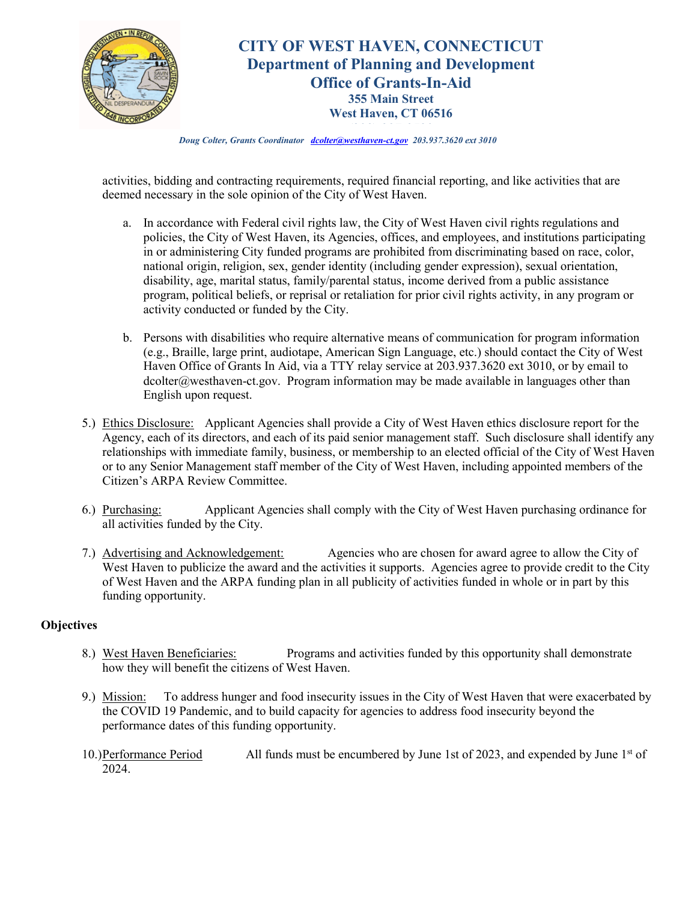activities, bidding and contracting requirements, required financial reporting, and like activities that are deemed necessary in the sole opinion of the City of West Haven.

a. In accordance with Federal civil rights law, the City of West Haven civil rights regulations and policies, the City of West Haven, its Agencies, offices, and employees, and institutions participating in or administering City funded programs are prohibited from discriminating based on race, color, national origin, religion, sex, gender identity (including gender expression), sexual orientation, disability, age, marital status, family/parental status, income derived from a public assistance program, political beliefs, or reprisal or retaliation for prior civil rights activity, in any program or activity conducted or funded by the City.

b. Persons with disabilities who require alternative means of communication for program information (e.g., Braille, large print, audiotape, American Sign Language, etc.) should contact the City of West Haven Office of Grants In Aid, via a TTY relay service at 203.937.3620 ext 3010, or by email to dcolter@westhaven-ct.gov. Program information may be made available in languages other than English upon request.

5.) Ethics Disclosure: Applicant Agencies shall provide a City of West Haven ethics disclosure report for the Agency, each of its directors, and each of its paid senior management staff. Such disclosure shall identify any relationships with immediate family, business, or membership to an elected official of the City of West Haven or to any Senior Management staff member of the City of West Haven, including appointed members of the Citizen's ARPA Review Committee.

6.) Purchasing: Applicant Agencies shall comply with the City of West Haven purchasing ordinance for all activities funded by the City.

7.) Advertising and Acknowledgement: Agencies who are chosen for award agree to allow the City of West Haven to publicize the award and the activities it supports. Agencies agree to provide credit to the City of West Haven and the ARPA funding plan in all publicity of activities funded in whole or in part by this funding opportunity.

**Objectives**

8.) West Haven Beneficiaries: Programs and activities funded by this opportunity shall demonstrate how they will benefit the citizens of West Haven.

9.) Mission: To address hunger and food insecurity issues in the City of West Haven that were exacerbated by the COVID 19 Pandemic, and to build capacity for agencies to address food insecurity beyond the performance dates of this funding opportunity.

10.) Performance Period All funds must be encumbered by June 1st of 2023, and expended by June 1st of 2024.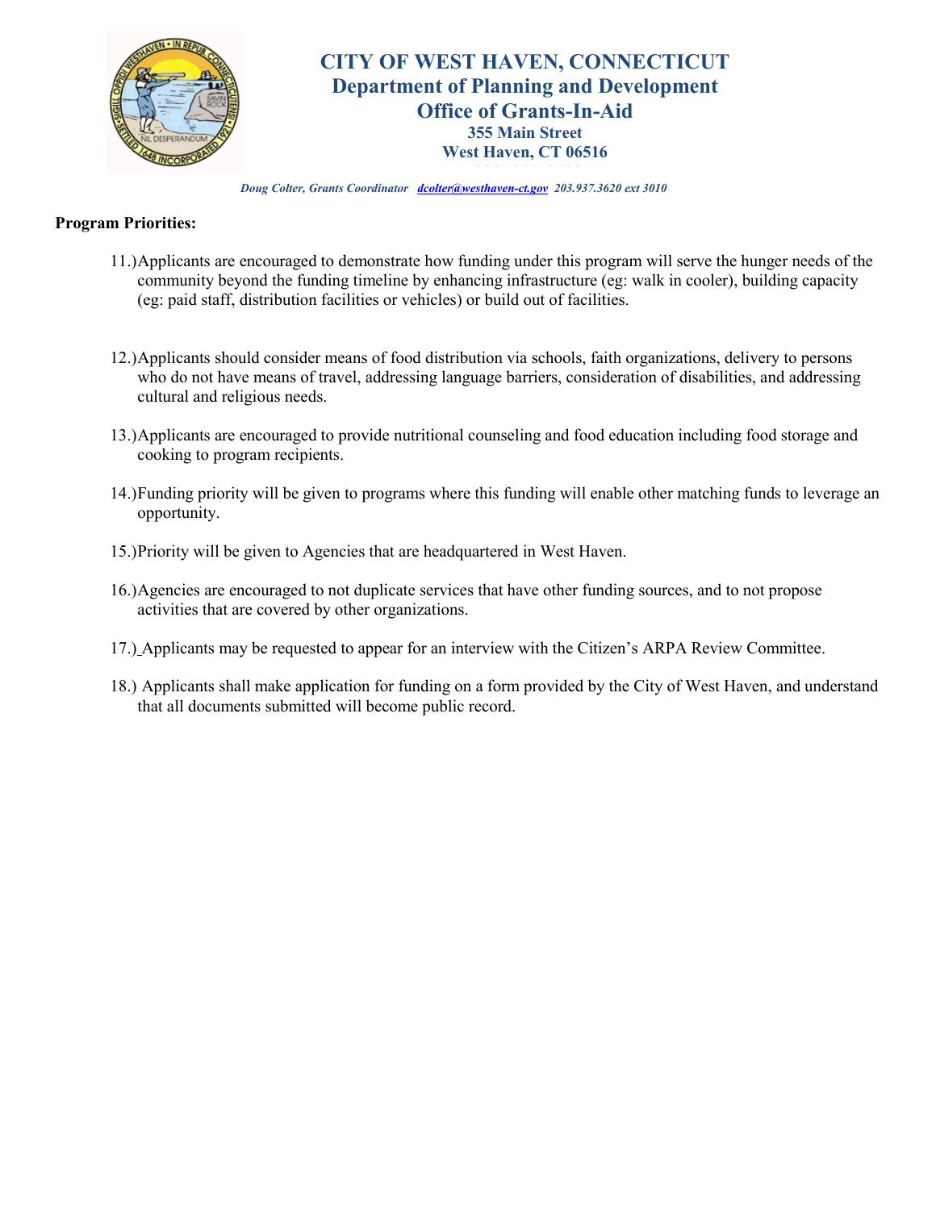# CITY OF WEST HAVEN, CONNECTICUT
## Department of Planning and Development
## Office of Grants-In-Aid
### 355 Main Street
### West Haven, CT 06516

*Doug Colter, Grants Coordinator [dcolter@westhaven-ct.gov](mailto:dcolter@westhaven-ct.gov) 203.937.3620 ext 3010*

**Program Priorities:**

11.) Applicants are encouraged to demonstrate how funding under this program will serve the hunger needs of the community beyond the funding timeline by enhancing infrastructure (eg: walk in cooler), building capacity (eg: paid staff, distribution facilities or vehicles) or build out of facilities.

12.) Applicants should consider means of food distribution via schools, faith organizations, delivery to persons who do not have means of travel, addressing language barriers, consideration of disabilities, and addressing cultural and religious needs.

13.) Applicants are encouraged to provide nutritional counseling and food education including food storage and cooking to program recipients.

14.) Funding priority will be given to programs where this funding will enable other matching funds to leverage an opportunity.

15.) Priority will be given to Agencies that are headquartered in West Haven.

16.) Agencies are encouraged to not duplicate services that have other funding sources, and to not propose activities that are covered by other organizations.

17.) Applicants may be requested to appear for an interview with the Citizen's ARPA Review Committee.

18.) Applicants shall make application for funding on a form provided by the City of West Haven, and understand that all documents submitted will become public record.